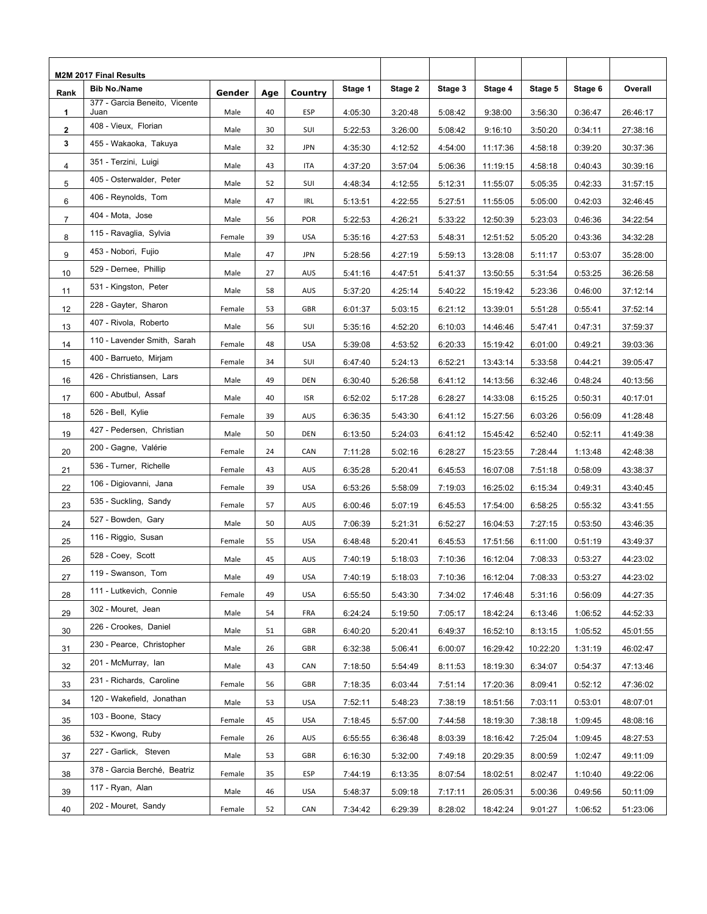| M2M 2017 Final Results | | | | | | | | | | | |
|---|---|---|---|---|---|---|---|---|---|---|---|
| **Rank** | **Bib No./Name** | **Gender** | **Age** | **Country** | **Stage 1** | **Stage 2** | **Stage 3** | **Stage 4** | **Stage 5** | **Stage 6** | **Overall** |
| **1** | 377 - Garcia Beneito, Vicente Juan | Male | 40 | ESP | 4:05:30 | 3:20:48 | 5:08:42 | 9:38:00 | 3:56:30 | 0:36:47 | 26:46:17 |
| **2** | 408 - Vieux, Florian | Male | 30 | SUI | 5:22:53 | 3:26:00 | 5:08:42 | 9:16:10 | 3:50:20 | 0:34:11 | 27:38:16 |
| **3** | 455 - Wakaoka, Takuya | Male | 32 | JPN | 4:35:30 | 4:12:52 | 4:54:00 | 11:17:36 | 4:58:18 | 0:39:20 | 30:37:36 |
| 4 | 351 - Terzini, Luigi | Male | 43 | ITA | 4:37:20 | 3:57:04 | 5:06:36 | 11:19:15 | 4:58:18 | 0:40:43 | 30:39:16 |
| 5 | 405 - Osterwalder, Peter | Male | 52 | SUI | 4:48:34 | 4:12:55 | 5:12:31 | 11:55:07 | 5:05:35 | 0:42:33 | 31:57:15 |
| 6 | 406 - Reynolds, Tom | Male | 47 | IRL | 5:13:51 | 4:22:55 | 5:27:51 | 11:55:05 | 5:05:00 | 0:42:03 | 32:46:45 |
| 7 | 404 - Mota, Jose | Male | 56 | POR | 5:22:53 | 4:26:21 | 5:33:22 | 12:50:39 | 5:23:03 | 0:46:36 | 34:22:54 |
| 8 | 115 - Ravaglia, Sylvia | Female | 39 | USA | 5:35:16 | 4:27:53 | 5:48:31 | 12:51:52 | 5:05:20 | 0:43:36 | 34:32:28 |
| 9 | 453 - Nobori, Fujio | Male | 47 | JPN | 5:28:56 | 4:27:19 | 5:59:13 | 13:28:08 | 5:11:17 | 0:53:07 | 35:28:00 |
| 10 | 529 - Dernee, Phillip | Male | 27 | AUS | 5:41:16 | 4:47:51 | 5:41:37 | 13:50:55 | 5:31:54 | 0:53:25 | 36:26:58 |
| 11 | 531 - Kingston, Peter | Male | 58 | AUS | 5:37:20 | 4:25:14 | 5:40:22 | 15:19:42 | 5:23:36 | 0:46:00 | 37:12:14 |
| 12 | 228 - Gayter, Sharon | Female | 53 | GBR | 6:01:37 | 5:03:15 | 6:21:12 | 13:39:01 | 5:51:28 | 0:55:41 | 37:52:14 |
| 13 | 407 - Rivola, Roberto | Male | 56 | SUI | 5:35:16 | 4:52:20 | 6:10:03 | 14:46:46 | 5:47:41 | 0:47:31 | 37:59:37 |
| 14 | 110 - Lavender Smith, Sarah | Female | 48 | USA | 5:39:08 | 4:53:52 | 6:20:33 | 15:19:42 | 6:01:00 | 0:49:21 | 39:03:36 |
| 15 | 400 - Barrueto, Mirjam | Female | 34 | SUI | 6:47:40 | 5:24:13 | 6:52:21 | 13:43:14 | 5:33:58 | 0:44:21 | 39:05:47 |
| 16 | 426 - Christiansen, Lars | Male | 49 | DEN | 6:30:40 | 5:26:58 | 6:41:12 | 14:13:56 | 6:32:46 | 0:48:24 | 40:13:56 |
| 17 | 600 - Abutbul, Assaf | Male | 40 | ISR | 6:52:02 | 5:17:28 | 6:28:27 | 14:33:08 | 6:15:25 | 0:50:31 | 40:17:01 |
| 18 | 526 - Bell, Kylie | Female | 39 | AUS | 6:36:35 | 5:43:30 | 6:41:12 | 15:27:56 | 6:03:26 | 0:56:09 | 41:28:48 |
| 19 | 427 - Pedersen, Christian | Male | 50 | DEN | 6:13:50 | 5:24:03 | 6:41:12 | 15:45:42 | 6:52:40 | 0:52:11 | 41:49:38 |
| 20 | 200 - Gagne, Valérie | Female | 24 | CAN | 7:11:28 | 5:02:16 | 6:28:27 | 15:23:55 | 7:28:44 | 1:13:48 | 42:48:38 |
| 21 | 536 - Turner, Richelle | Female | 43 | AUS | 6:35:28 | 5:20:41 | 6:45:53 | 16:07:08 | 7:51:18 | 0:58:09 | 43:38:37 |
| 22 | 106 - Digiovanni, Jana | Female | 39 | USA | 6:53:26 | 5:58:09 | 7:19:03 | 16:25:02 | 6:15:34 | 0:49:31 | 43:40:45 |
| 23 | 535 - Suckling, Sandy | Female | 57 | AUS | 6:00:46 | 5:07:19 | 6:45:53 | 17:54:00 | 6:58:25 | 0:55:32 | 43:41:55 |
| 24 | 527 - Bowden, Gary | Male | 50 | AUS | 7:06:39 | 5:21:31 | 6:52:27 | 16:04:53 | 7:27:15 | 0:53:50 | 43:46:35 |
| 25 | 116 - Riggio, Susan | Female | 55 | USA | 6:48:48 | 5:20:41 | 6:45:53 | 17:51:56 | 6:11:00 | 0:51:19 | 43:49:37 |
| 26 | 528 - Coey, Scott | Male | 45 | AUS | 7:40:19 | 5:18:03 | 7:10:36 | 16:12:04 | 7:08:33 | 0:53:27 | 44:23:02 |
| 27 | 119 - Swanson, Tom | Male | 49 | USA | 7:40:19 | 5:18:03 | 7:10:36 | 16:12:04 | 7:08:33 | 0:53:27 | 44:23:02 |
| 28 | 111 - Lutkevich, Connie | Female | 49 | USA | 6:55:50 | 5:43:30 | 7:34:02 | 17:46:48 | 5:31:16 | 0:56:09 | 44:27:35 |
| 29 | 302 - Mouret, Jean | Male | 54 | FRA | 6:24:24 | 5:19:50 | 7:05:17 | 18:42:24 | 6:13:46 | 1:06:52 | 44:52:33 |
| 30 | 226 - Crookes, Daniel | Male | 51 | GBR | 6:40:20 | 5:20:41 | 6:49:37 | 16:52:10 | 8:13:15 | 1:05:52 | 45:01:55 |
| 31 | 230 - Pearce, Christopher | Male | 26 | GBR | 6:32:38 | 5:06:41 | 6:00:07 | 16:29:42 | 10:22:20 | 1:31:19 | 46:02:47 |
| 32 | 201 - McMurray, Ian | Male | 43 | CAN | 7:18:50 | 5:54:49 | 8:11:53 | 18:19:30 | 6:34:07 | 0:54:37 | 47:13:46 |
| 33 | 231 - Richards, Caroline | Female | 56 | GBR | 7:18:35 | 6:03:44 | 7:51:14 | 17:20:36 | 8:09:41 | 0:52:12 | 47:36:02 |
| 34 | 120 - Wakefield, Jonathan | Male | 53 | USA | 7:52:11 | 5:48:23 | 7:38:19 | 18:51:56 | 7:03:11 | 0:53:01 | 48:07:01 |
| 35 | 103 - Boone, Stacy | Female | 45 | USA | 7:18:45 | 5:57:00 | 7:44:58 | 18:19:30 | 7:38:18 | 1:09:45 | 48:08:16 |
| 36 | 532 - Kwong, Ruby | Female | 26 | AUS | 6:55:55 | 6:36:48 | 8:03:39 | 18:16:42 | 7:25:04 | 1:09:45 | 48:27:53 |
| 37 | 227 - Garlick, Steven | Male | 53 | GBR | 6:16:30 | 5:32:00 | 7:49:18 | 20:29:35 | 8:00:59 | 1:02:47 | 49:11:09 |
| 38 | 378 - Garcia Berché, Beatriz | Female | 35 | ESP | 7:44:19 | 6:13:35 | 8:07:54 | 18:02:51 | 8:02:47 | 1:10:40 | 49:22:06 |
| 39 | 117 - Ryan, Alan | Male | 46 | USA | 5:48:37 | 5:09:18 | 7:17:11 | 26:05:31 | 5:00:36 | 0:49:56 | 50:11:09 |
| 40 | 202 - Mouret, Sandy | Female | 52 | CAN | 7:34:42 | 6:29:39 | 8:28:02 | 18:42:24 | 9:01:27 | 1:06:52 | 51:23:06 |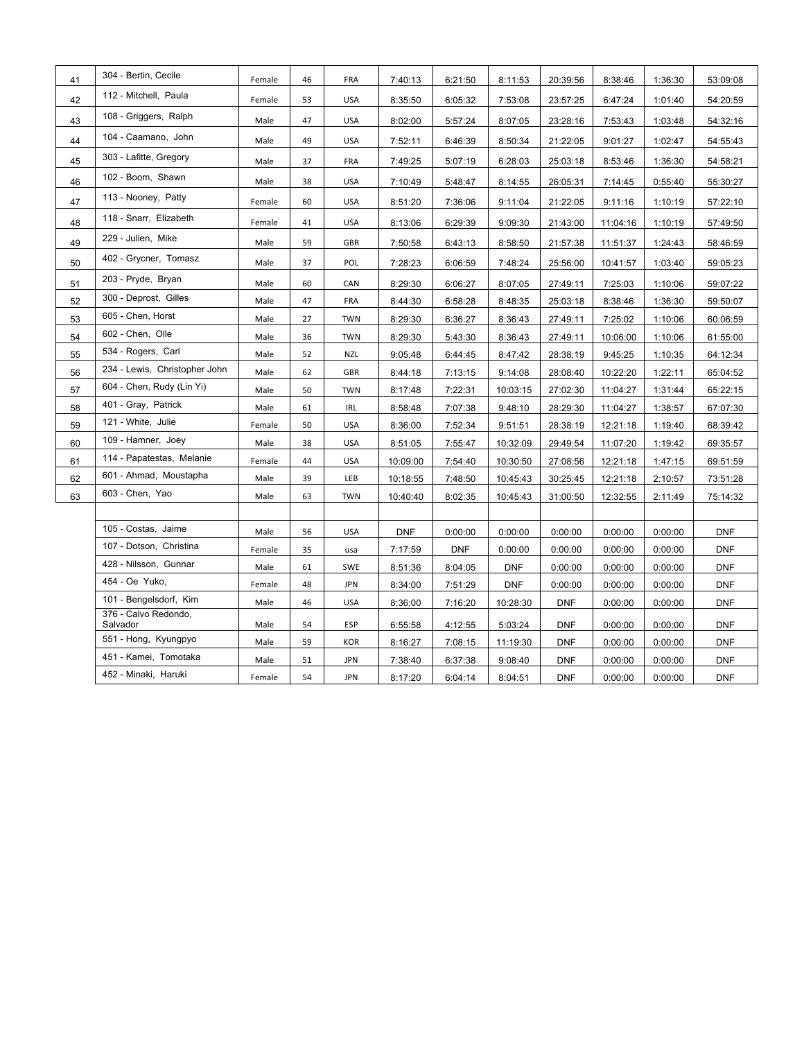| | | | | | | | | | | | |
|---|---|---|---|---|---|---|---|---|---|---|---|
| 41 | 304 - Bertin, Cecile | Female | 46 | FRA | 7:40:13 | 6:21:50 | 8:11:53 | 20:39:56 | 8:38:46 | 1:36:30 | 53:09:08 |
| 42 | 112 - Mitchell, Paula | Female | 53 | USA | 8:35:50 | 6:05:32 | 7:53:08 | 23:57:25 | 6:47:24 | 1:01:40 | 54:20:59 |
| 43 | 108 - Griggers, Ralph | Male | 47 | USA | 8:02:00 | 5:57:24 | 8:07:05 | 23:28:16 | 7:53:43 | 1:03:48 | 54:32:16 |
| 44 | 104 - Caamano, John | Male | 49 | USA | 7:52:11 | 6:46:39 | 8:50:34 | 21:22:05 | 9:01:27 | 1:02:47 | 54:55:43 |
| 45 | 303 - Lafitte, Gregory | Male | 37 | FRA | 7:49:25 | 5:07:19 | 6:28:03 | 25:03:18 | 8:53:46 | 1:36:30 | 54:58:21 |
| 46 | 102 - Boom, Shawn | Male | 38 | USA | 7:10:49 | 5:48:47 | 8:14:55 | 26:05:31 | 7:14:45 | 0:55:40 | 55:30:27 |
| 47 | 113 - Nooney, Patty | Female | 60 | USA | 8:51:20 | 7:36:06 | 9:11:04 | 21:22:05 | 9:11:16 | 1:10:19 | 57:22:10 |
| 48 | 118 - Snarr, Elizabeth | Female | 41 | USA | 8:13:06 | 6:29:39 | 9:09:30 | 21:43:00 | 11:04:16 | 1:10:19 | 57:49:50 |
| 49 | 229 - Julien, Mike | Male | 59 | GBR | 7:50:58 | 6:43:13 | 8:58:50 | 21:57:38 | 11:51:37 | 1:24:43 | 58:46:59 |
| 50 | 402 - Grycner, Tomasz | Male | 37 | POL | 7:28:23 | 6:06:59 | 7:48:24 | 25:56:00 | 10:41:57 | 1:03:40 | 59:05:23 |
| 51 | 203 - Pryde, Bryan | Male | 60 | CAN | 8:29:30 | 6:06:27 | 8:07:05 | 27:49:11 | 7:25:03 | 1:10:06 | 59:07:22 |
| 52 | 300 - Deprost, Gilles | Male | 47 | FRA | 8:44:30 | 6:58:28 | 8:48:35 | 25:03:18 | 8:38:46 | 1:36:30 | 59:50:07 |
| 53 | 605 - Chen, Horst | Male | 27 | TWN | 8:29:30 | 6:36:27 | 8:36:43 | 27:49:11 | 7:25:02 | 1:10:06 | 60:06:59 |
| 54 | 602 - Chen, Olle | Male | 36 | TWN | 8:29:30 | 5:43:30 | 8:36:43 | 27:49:11 | 10:06:00 | 1:10:06 | 61:55:00 |
| 55 | 534 - Rogers, Carl | Male | 52 | NZL | 9:05:48 | 6:44:45 | 8:47:42 | 28:38:19 | 9:45:25 | 1:10:35 | 64:12:34 |
| 56 | 234 - Lewis, Christopher John | Male | 62 | GBR | 8:44:18 | 7:13:15 | 9:14:08 | 28:08:40 | 10:22:20 | 1:22:11 | 65:04:52 |
| 57 | 604 - Chen, Rudy (Lin Yi) | Male | 50 | TWN | 8:17:48 | 7:22:31 | 10:03:15 | 27:02:30 | 11:04:27 | 1:31:44 | 65:22:15 |
| 58 | 401 - Gray, Patrick | Male | 61 | IRL | 8:58:48 | 7:07:38 | 9:48:10 | 28:29:30 | 11:04:27 | 1:38:57 | 67:07:30 |
| 59 | 121 - White, Julie | Female | 50 | USA | 8:36:00 | 7:52:34 | 9:51:51 | 28:38:19 | 12:21:18 | 1:19:40 | 68:39:42 |
| 60 | 109 - Hamner, Joey | Male | 38 | USA | 8:51:05 | 7:55:47 | 10:32:09 | 29:49:54 | 11:07:20 | 1:19:42 | 69:35:57 |
| 61 | 114 - Papatestas, Melanie | Female | 44 | USA | 10:09:00 | 7:54:40 | 10:30:50 | 27:08:56 | 12:21:18 | 1:47:15 | 69:51:59 |
| 62 | 601 - Ahmad, Moustapha | Male | 39 | LEB | 10:18:55 | 7:48:50 | 10:45:43 | 30:25:45 | 12:21:18 | 2:10:57 | 73:51:28 |
| 63 | 603 - Chen, Yao | Male | 63 | TWN | 10:40:40 | 8:02:35 | 10:45:43 | 31:00:50 | 12:32:55 | 2:11:49 | 75:14:32 |
| | | | | | | | | | | | |
| | 105 - Costas, Jaime | Male | 56 | USA | DNF | 0:00:00 | 0:00:00 | 0:00:00 | 0:00:00 | 0:00:00 | DNF |
| | 107 - Dotson, Christina | Female | 35 | usa | 7:17:59 | DNF | 0:00:00 | 0:00:00 | 0:00:00 | 0:00:00 | DNF |
| | 428 - Nilsson, Gunnar | Male | 61 | SWE | 8:51:36 | 8:04:05 | DNF | 0:00:00 | 0:00:00 | 0:00:00 | DNF |
| | 454 - Oe Yuko, | Female | 48 | JPN | 8:34:00 | 7:51:29 | DNF | 0:00:00 | 0:00:00 | 0:00:00 | DNF |
| | 101 - Bengelsdorf, Kim | Male | 46 | USA | 8:36:00 | 7:16:20 | 10:28:30 | DNF | 0:00:00 | 0:00:00 | DNF |
| | 376 - Calvo Redondo, Salvador | Male | 54 | ESP | 6:55:58 | 4:12:55 | 5:03:24 | DNF | 0:00:00 | 0:00:00 | DNF |
| | 551 - Hong, Kyungpyo | Male | 59 | KOR | 8:16:27 | 7:08:15 | 11:19:30 | DNF | 0:00:00 | 0:00:00 | DNF |
| | 451 - Kamei, Tomotaka | Male | 51 | JPN | 7:38:40 | 6:37:38 | 9:08:40 | DNF | 0:00:00 | 0:00:00 | DNF |
| | 452 - Minaki, Haruki | Female | 54 | JPN | 8:17:20 | 6:04:14 | 8:04:51 | DNF | 0:00:00 | 0:00:00 | DNF |